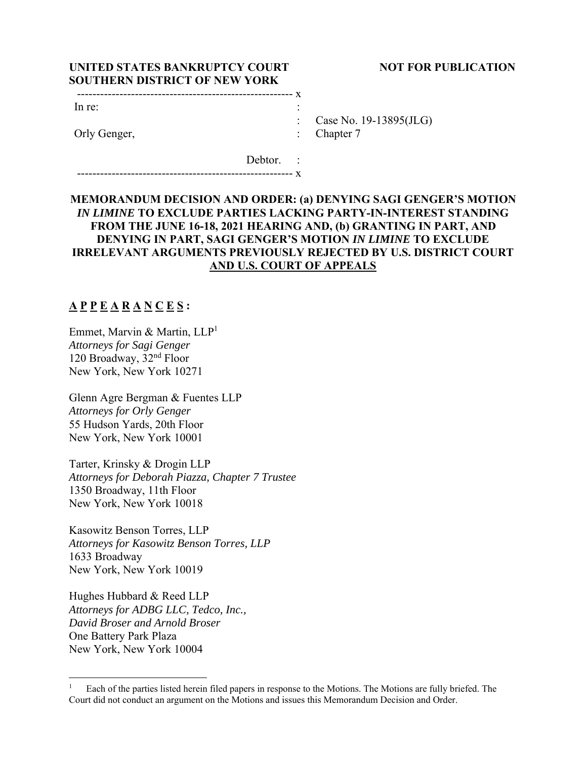**UNITED STATES BANKRUPTCY COURT**
**SOUTHERN DISTRICT OF NEW YORK**

**NOT FOR PUBLICATION**

```
-------------------------------------------------------- x
In re:                                                 :
                                                       :   Case No. 19-13895(JLG)
Orly Genger,                                           :   Chapter 7
                                                       :
                                          Debtor.      :
-------------------------------------------------------- x
```

## MEMORANDUM DECISION AND ORDER: (a) DENYING SAGI GENGER'S MOTION *IN LIMINE* TO EXCLUDE PARTIES LACKING PARTY-IN-INTEREST STANDING FROM THE JUNE 16-18, 2021 HEARING AND, (b) GRANTING IN PART, AND DENYING IN PART, SAGI GENGER'S MOTION *IN LIMINE* TO EXCLUDE IRRELEVANT ARGUMENTS PREVIOUSLY REJECTED BY U.S. DISTRICT COURT AND U.S. COURT OF APPEALS

**A P P E A R A N C E S :**

Emmet, Marvin & Martin, LLP[1]
*Attorneys for Sagi Genger*
120 Broadway, 32nd Floor
New York, New York 10271

Glenn Agre Bergman & Fuentes LLP
*Attorneys for Orly Genger*
55 Hudson Yards, 20th Floor
New York, New York 10001

Tarter, Krinsky & Drogin LLP
*Attorneys for Deborah Piazza, Chapter 7 Trustee*
1350 Broadway, 11th Floor
New York, New York 10018

Kasowitz Benson Torres, LLP
*Attorneys for Kasowitz Benson Torres, LLP*
1633 Broadway
New York, New York 10019

Hughes Hubbard & Reed LLP
*Attorneys for ADBG LLC, Tedco, Inc., David Broser and Arnold Broser*
One Battery Park Plaza
New York, New York 10004

---

[1] Each of the parties listed herein filed papers in response to the Motions. The Motions are fully briefed. The Court did not conduct an argument on the Motions and issues this Memorandum Decision and Order.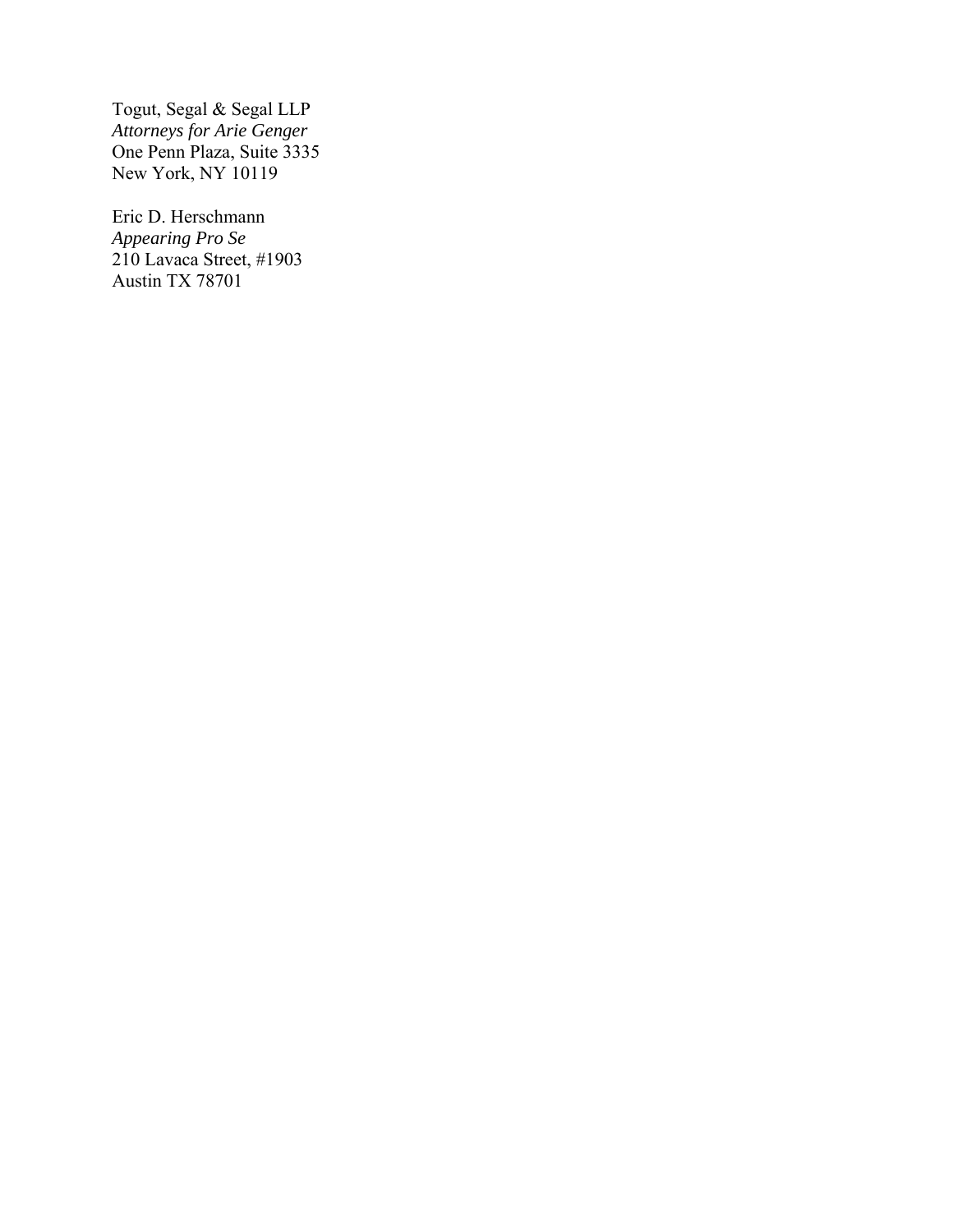Togut, Segal & Segal LLP
*Attorneys for Arie Genger*
One Penn Plaza, Suite 3335
New York, NY 10119

Eric D. Herschmann
*Appearing Pro Se*
210 Lavaca Street, #1903
Austin TX 78701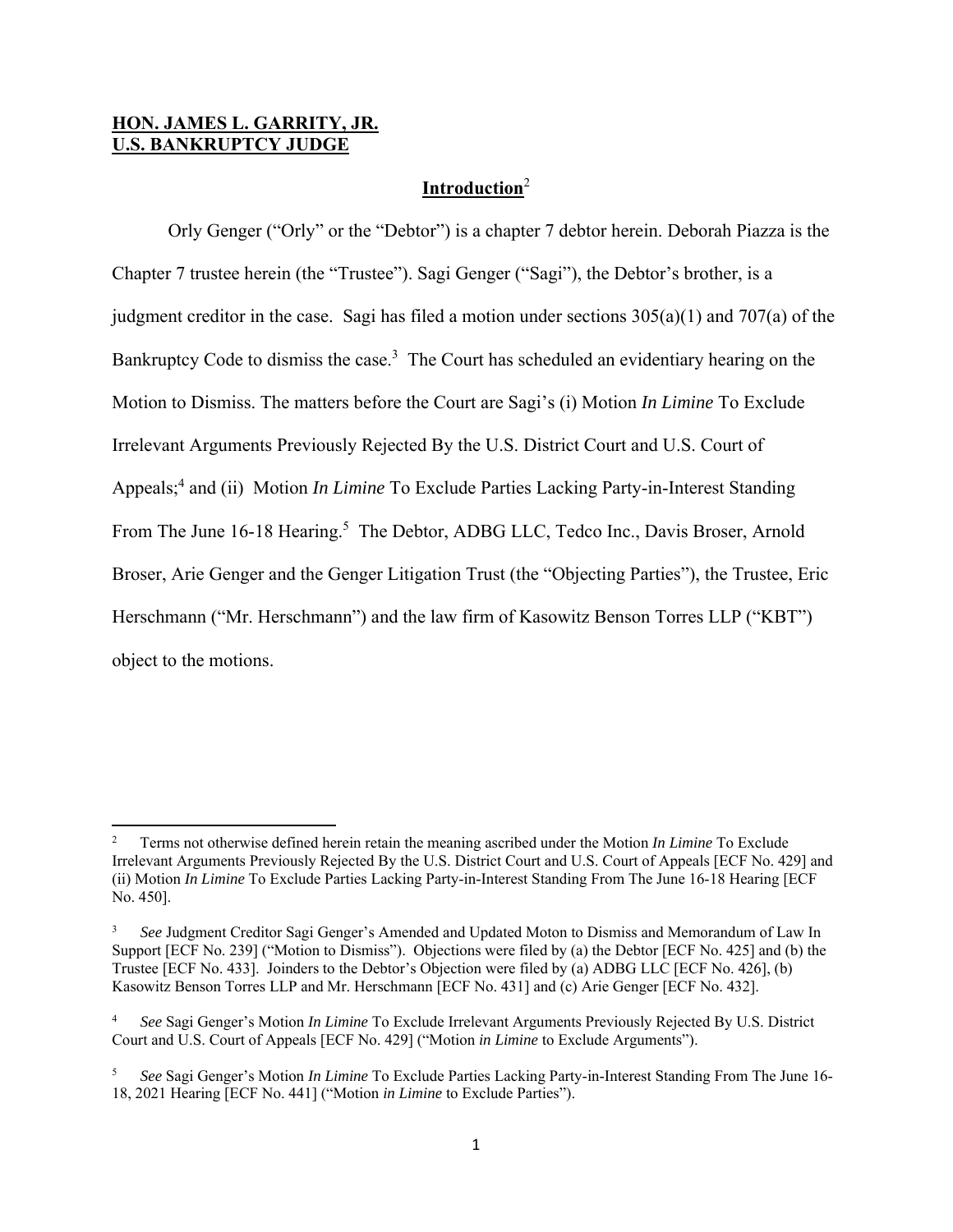**HON. JAMES L. GARRITY, JR.**
**U.S. BANKRUPTCY JUDGE**

## Introduction[2]

Orly Genger ("Orly" or the "Debtor") is a chapter 7 debtor herein. Deborah Piazza is the Chapter 7 trustee herein (the "Trustee"). Sagi Genger ("Sagi"), the Debtor's brother, is a judgment creditor in the case. Sagi has filed a motion under sections 305(a)(1) and 707(a) of the Bankruptcy Code to dismiss the case.[3] The Court has scheduled an evidentiary hearing on the Motion to Dismiss. The matters before the Court are Sagi's (i) Motion *In Limine* To Exclude Irrelevant Arguments Previously Rejected By the U.S. District Court and U.S. Court of Appeals;[4] and (ii) Motion *In Limine* To Exclude Parties Lacking Party-in-Interest Standing From The June 16-18 Hearing.[5] The Debtor, ADBG LLC, Tedco Inc., Davis Broser, Arnold Broser, Arie Genger and the Genger Litigation Trust (the "Objecting Parties"), the Trustee, Eric Herschmann ("Mr. Herschmann") and the law firm of Kasowitz Benson Torres LLP ("KBT") object to the motions.

---

[2] Terms not otherwise defined herein retain the meaning ascribed under the Motion *In Limine* To Exclude Irrelevant Arguments Previously Rejected By the U.S. District Court and U.S. Court of Appeals [ECF No. 429] and (ii) Motion *In Limine* To Exclude Parties Lacking Party-in-Interest Standing From The June 16-18 Hearing [ECF No. 450].

[3] *See* Judgment Creditor Sagi Genger's Amended and Updated Moton to Dismiss and Memorandum of Law In Support [ECF No. 239] ("Motion to Dismiss"). Objections were filed by (a) the Debtor [ECF No. 425] and (b) the Trustee [ECF No. 433]. Joinders to the Debtor's Objection were filed by (a) ADBG LLC [ECF No. 426], (b) Kasowitz Benson Torres LLP and Mr. Herschmann [ECF No. 431] and (c) Arie Genger [ECF No. 432].

[4] *See* Sagi Genger's Motion *In Limine* To Exclude Irrelevant Arguments Previously Rejected By U.S. District Court and U.S. Court of Appeals [ECF No. 429] ("Motion *in Limine* to Exclude Arguments").

[5] *See* Sagi Genger's Motion *In Limine* To Exclude Parties Lacking Party-in-Interest Standing From The June 16-18, 2021 Hearing [ECF No. 441] ("Motion *in Limine* to Exclude Parties").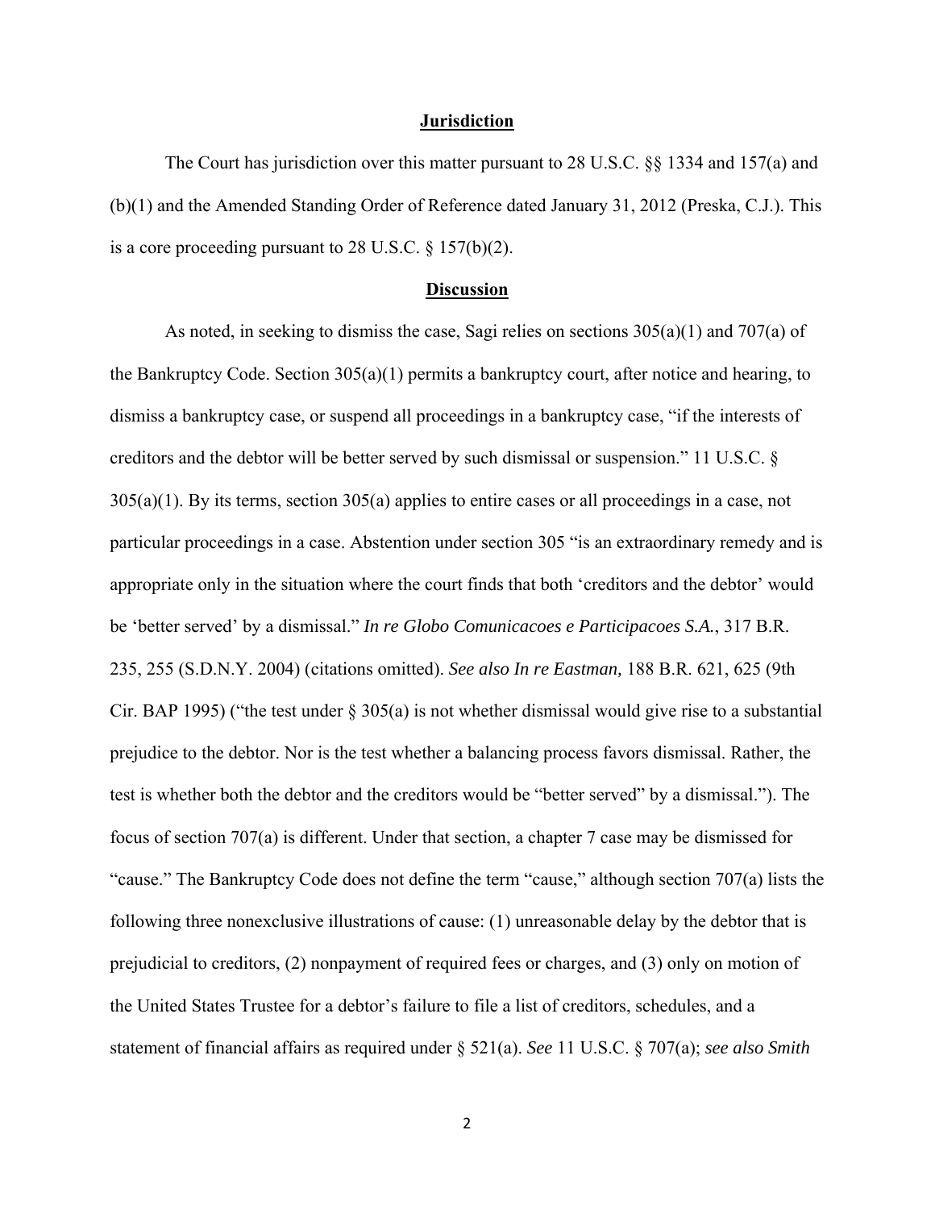## Jurisdiction

The Court has jurisdiction over this matter pursuant to 28 U.S.C. §§ 1334 and 157(a) and (b)(1) and the Amended Standing Order of Reference dated January 31, 2012 (Preska, C.J.). This is a core proceeding pursuant to 28 U.S.C. § 157(b)(2).

## Discussion

As noted, in seeking to dismiss the case, Sagi relies on sections 305(a)(1) and 707(a) of the Bankruptcy Code. Section 305(a)(1) permits a bankruptcy court, after notice and hearing, to dismiss a bankruptcy case, or suspend all proceedings in a bankruptcy case, "if the interests of creditors and the debtor will be better served by such dismissal or suspension." 11 U.S.C. § 305(a)(1). By its terms, section 305(a) applies to entire cases or all proceedings in a case, not particular proceedings in a case. Abstention under section 305 "is an extraordinary remedy and is appropriate only in the situation where the court finds that both 'creditors and the debtor' would be 'better served' by a dismissal." *In re Globo Comunicacoes e Participacoes S.A.*, 317 B.R. 235, 255 (S.D.N.Y. 2004) (citations omitted). *See also In re Eastman,* 188 B.R. 621, 625 (9th Cir. BAP 1995) ("the test under § 305(a) is not whether dismissal would give rise to a substantial prejudice to the debtor. Nor is the test whether a balancing process favors dismissal. Rather, the test is whether both the debtor and the creditors would be "better served" by a dismissal."). The focus of section 707(a) is different. Under that section, a chapter 7 case may be dismissed for "cause." The Bankruptcy Code does not define the term "cause," although section 707(a) lists the following three nonexclusive illustrations of cause: (1) unreasonable delay by the debtor that is prejudicial to creditors, (2) nonpayment of required fees or charges, and (3) only on motion of the United States Trustee for a debtor's failure to file a list of creditors, schedules, and a statement of financial affairs as required under § 521(a). *See* 11 U.S.C. § 707(a); *see also Smith*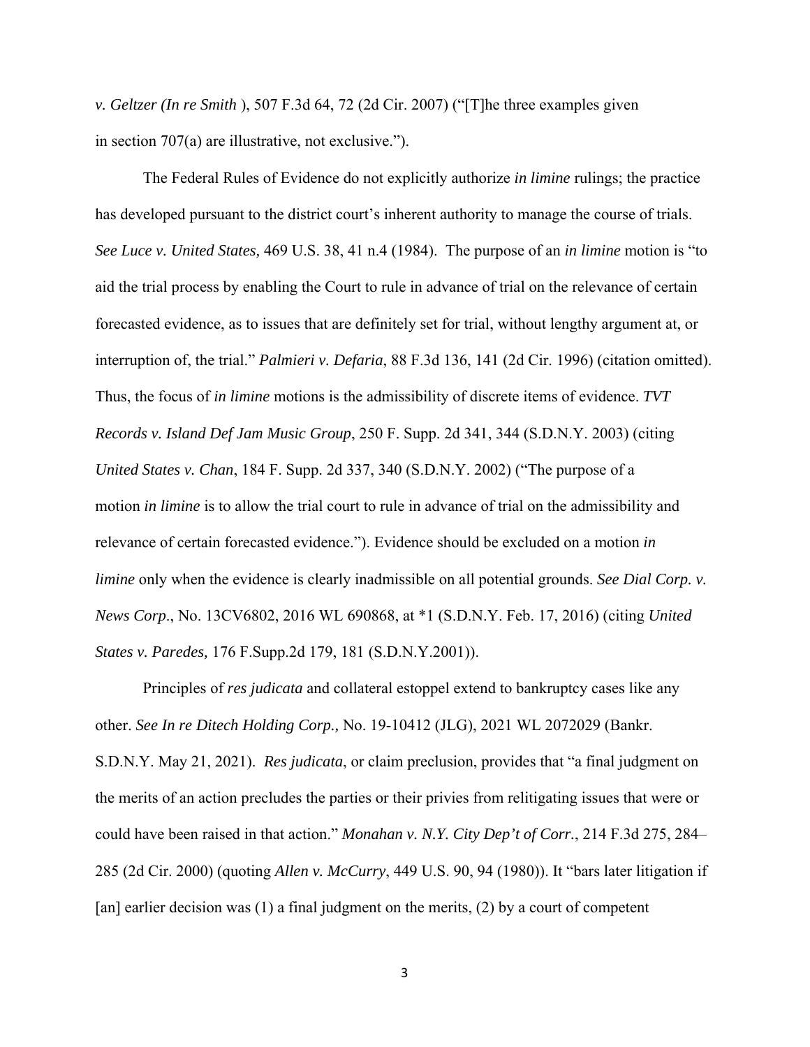*v. Geltzer (In re Smith* ), 507 F.3d 64, 72 (2d Cir. 2007) ("[T]he three examples given in section 707(a) are illustrative, not exclusive.").

The Federal Rules of Evidence do not explicitly authorize *in limine* rulings; the practice has developed pursuant to the district court's inherent authority to manage the course of trials. *See Luce v. United States,* 469 U.S. 38, 41 n.4 (1984). The purpose of an *in limine* motion is "to aid the trial process by enabling the Court to rule in advance of trial on the relevance of certain forecasted evidence, as to issues that are definitely set for trial, without lengthy argument at, or interruption of, the trial." *Palmieri v. Defaria*, 88 F.3d 136, 141 (2d Cir. 1996) (citation omitted). Thus, the focus of *in limine* motions is the admissibility of discrete items of evidence. *TVT Records v. Island Def Jam Music Group*, 250 F. Supp. 2d 341, 344 (S.D.N.Y. 2003) (citing *United States v. Chan*, 184 F. Supp. 2d 337, 340 (S.D.N.Y. 2002) ("The purpose of a motion *in limine* is to allow the trial court to rule in advance of trial on the admissibility and relevance of certain forecasted evidence."). Evidence should be excluded on a motion *in limine* only when the evidence is clearly inadmissible on all potential grounds. *See Dial Corp. v. News Corp*., No. 13CV6802, 2016 WL 690868, at *1 (S.D.N.Y. Feb. 17, 2016) (citing *United States v. Paredes,* 176 F.Supp.2d 179, 181 (S.D.N.Y.2001)).

Principles of *res judicata* and collateral estoppel extend to bankruptcy cases like any other. *See In re Ditech Holding Corp.,* No. 19-10412 (JLG), 2021 WL 2072029 (Bankr. S.D.N.Y. May 21, 2021). *Res judicata*, or claim preclusion, provides that "a final judgment on the merits of an action precludes the parties or their privies from relitigating issues that were or could have been raised in that action." *Monahan v. N.Y. City Dep't of Corr.*, 214 F.3d 275, 284–285 (2d Cir. 2000) (quoting *Allen v. McCurry*, 449 U.S. 90, 94 (1980)). It "bars later litigation if [an] earlier decision was (1) a final judgment on the merits, (2) by a court of competent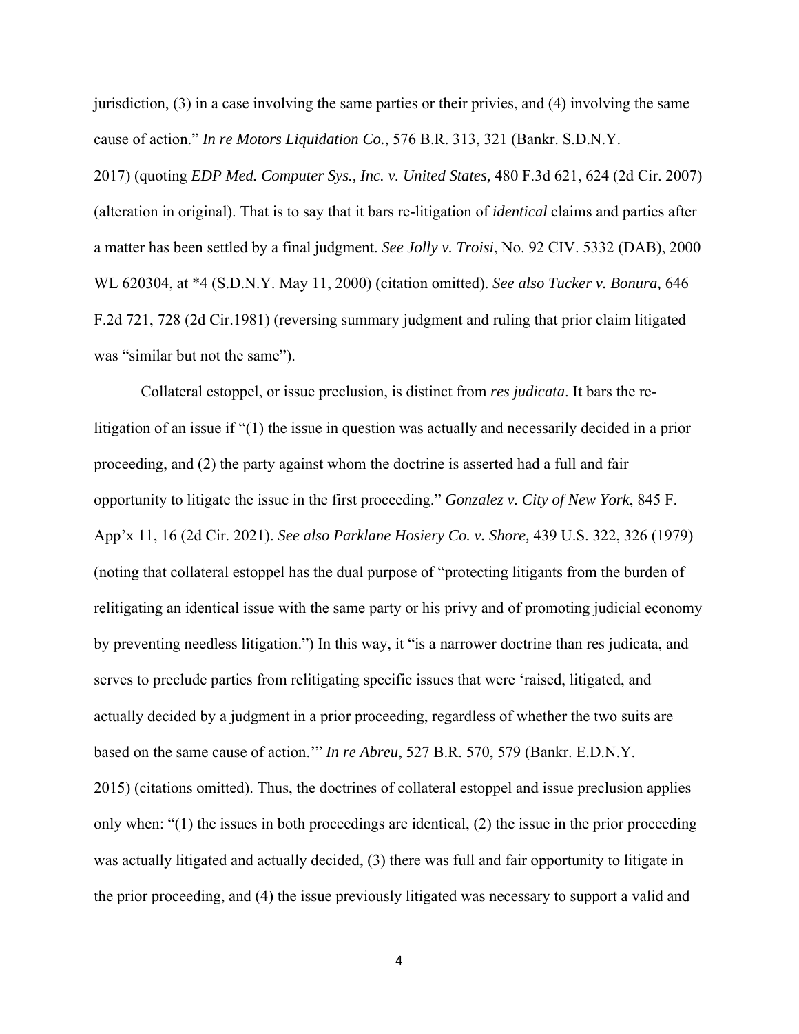jurisdiction, (3) in a case involving the same parties or their privies, and (4) involving the same cause of action." *In re Motors Liquidation Co.*, 576 B.R. 313, 321 (Bankr. S.D.N.Y. 2017) (quoting *EDP Med. Computer Sys., Inc. v. United States,* 480 F.3d 621, 624 (2d Cir. 2007) (alteration in original). That is to say that it bars re-litigation of *identical* claims and parties after a matter has been settled by a final judgment. *See Jolly v. Troisi*, No. 92 CIV. 5332 (DAB), 2000 WL 620304, at *4 (S.D.N.Y. May 11, 2000) (citation omitted). *See also Tucker v. Bonura,* 646 F.2d 721, 728 (2d Cir.1981) (reversing summary judgment and ruling that prior claim litigated was "similar but not the same").

Collateral estoppel, or issue preclusion, is distinct from *res judicata*. It bars the re-litigation of an issue if "(1) the issue in question was actually and necessarily decided in a prior proceeding, and (2) the party against whom the doctrine is asserted had a full and fair opportunity to litigate the issue in the first proceeding." *Gonzalez v. City of New York*, 845 F. App'x 11, 16 (2d Cir. 2021). *See also Parklane Hosiery Co. v. Shore,* 439 U.S. 322, 326 (1979) (noting that collateral estoppel has the dual purpose of "protecting litigants from the burden of relitigating an identical issue with the same party or his privy and of promoting judicial economy by preventing needless litigation.") In this way, it "is a narrower doctrine than res judicata, and serves to preclude parties from relitigating specific issues that were 'raised, litigated, and actually decided by a judgment in a prior proceeding, regardless of whether the two suits are based on the same cause of action.'" *In re Abreu*, 527 B.R. 570, 579 (Bankr. E.D.N.Y. 2015) (citations omitted). Thus, the doctrines of collateral estoppel and issue preclusion applies only when: "(1) the issues in both proceedings are identical, (2) the issue in the prior proceeding was actually litigated and actually decided, (3) there was full and fair opportunity to litigate in the prior proceeding, and (4) the issue previously litigated was necessary to support a valid and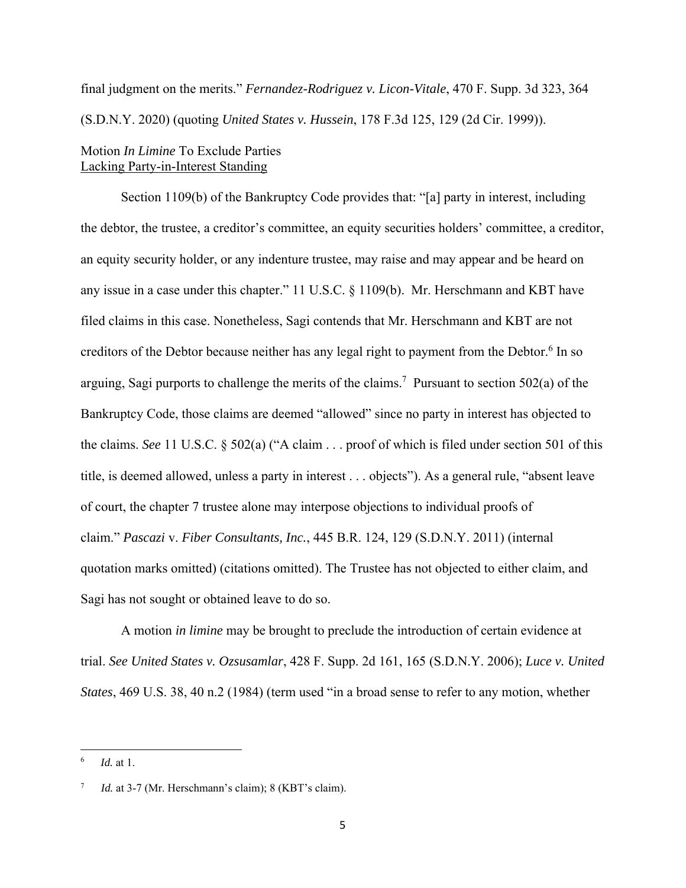final judgment on the merits." *Fernandez-Rodriguez v. Licon-Vitale*, 470 F. Supp. 3d 323, 364 (S.D.N.Y. 2020) (quoting *United States v. Hussein*, 178 F.3d 125, 129 (2d Cir. 1999)).

Motion *In Limine* To Exclude Parties
Lacking Party-in-Interest Standing

Section 1109(b) of the Bankruptcy Code provides that: "[a] party in interest, including the debtor, the trustee, a creditor's committee, an equity securities holders' committee, a creditor, an equity security holder, or any indenture trustee, may raise and may appear and be heard on any issue in a case under this chapter." 11 U.S.C. § 1109(b). Mr. Herschmann and KBT have filed claims in this case. Nonetheless, Sagi contends that Mr. Herschmann and KBT are not creditors of the Debtor because neither has any legal right to payment from the Debtor.[6] In so arguing, Sagi purports to challenge the merits of the claims.[7] Pursuant to section 502(a) of the Bankruptcy Code, those claims are deemed "allowed" since no party in interest has objected to the claims. *See* 11 U.S.C. § 502(a) ("A claim . . . proof of which is filed under section 501 of this title, is deemed allowed, unless a party in interest . . . objects"). As a general rule, "absent leave of court, the chapter 7 trustee alone may interpose objections to individual proofs of claim." *Pascazi* v. *Fiber Consultants, Inc.*, 445 B.R. 124, 129 (S.D.N.Y. 2011) (internal quotation marks omitted) (citations omitted). The Trustee has not objected to either claim, and Sagi has not sought or obtained leave to do so.

A motion *in limine* may be brought to preclude the introduction of certain evidence at trial. *See United States v. Ozsusamlar*, 428 F. Supp. 2d 161, 165 (S.D.N.Y. 2006); *Luce v. United States*, 469 U.S. 38, 40 n.2 (1984) (term used "in a broad sense to refer to any motion, whether

---

[6] *Id.* at 1.

[7] *Id.* at 3-7 (Mr. Herschmann's claim); 8 (KBT's claim).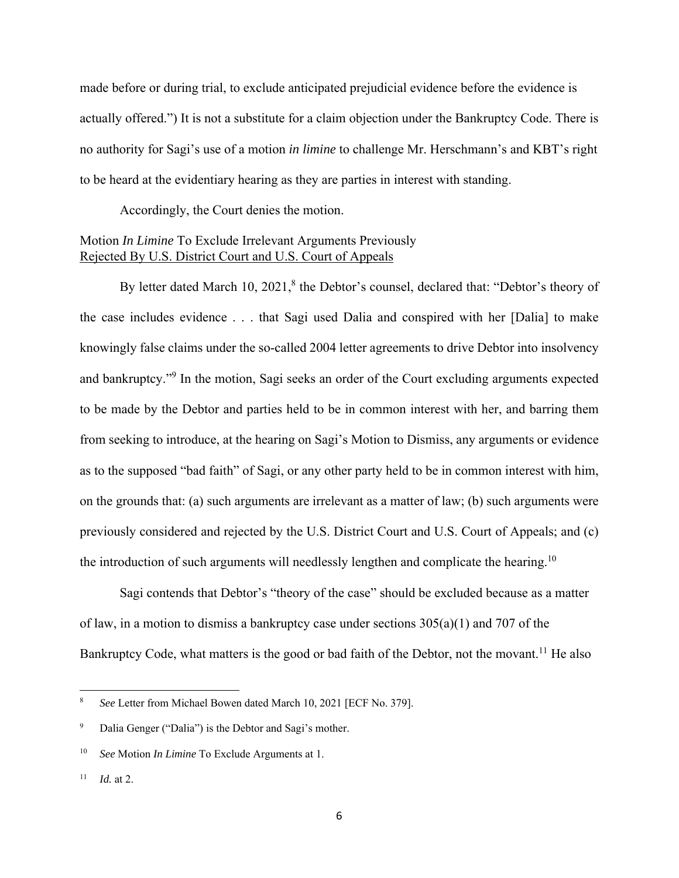made before or during trial, to exclude anticipated prejudicial evidence before the evidence is actually offered.") It is not a substitute for a claim objection under the Bankruptcy Code. There is no authority for Sagi's use of a motion *in limine* to challenge Mr. Herschmann's and KBT's right to be heard at the evidentiary hearing as they are parties in interest with standing.

Accordingly, the Court denies the motion.

Motion *In Limine* To Exclude Irrelevant Arguments Previously Rejected By U.S. District Court and U.S. Court of Appeals

By letter dated March 10, 2021,[8] the Debtor's counsel, declared that: "Debtor's theory of the case includes evidence . . . that Sagi used Dalia and conspired with her [Dalia] to make knowingly false claims under the so-called 2004 letter agreements to drive Debtor into insolvency and bankruptcy."[9] In the motion, Sagi seeks an order of the Court excluding arguments expected to be made by the Debtor and parties held to be in common interest with her, and barring them from seeking to introduce, at the hearing on Sagi's Motion to Dismiss, any arguments or evidence as to the supposed "bad faith" of Sagi, or any other party held to be in common interest with him, on the grounds that: (a) such arguments are irrelevant as a matter of law; (b) such arguments were previously considered and rejected by the U.S. District Court and U.S. Court of Appeals; and (c) the introduction of such arguments will needlessly lengthen and complicate the hearing.[10]

Sagi contends that Debtor's "theory of the case" should be excluded because as a matter of law, in a motion to dismiss a bankruptcy case under sections 305(a)(1) and 707 of the Bankruptcy Code, what matters is the good or bad faith of the Debtor, not the movant.[11] He also

---

[8] *See* Letter from Michael Bowen dated March 10, 2021 [ECF No. 379].

[9] Dalia Genger ("Dalia") is the Debtor and Sagi's mother.

[10] *See* Motion *In Limine* To Exclude Arguments at 1.

[11] *Id.* at 2.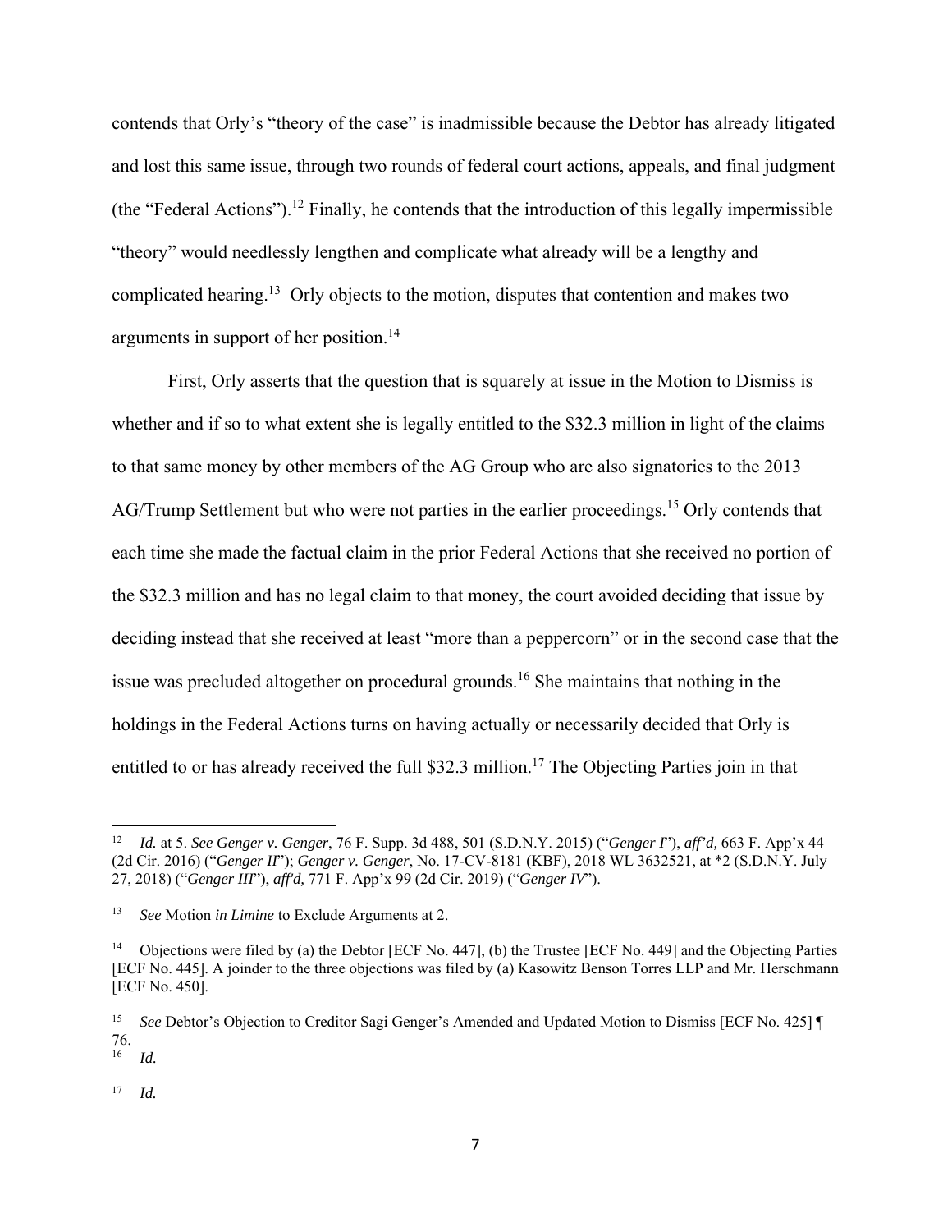contends that Orly's "theory of the case" is inadmissible because the Debtor has already litigated and lost this same issue, through two rounds of federal court actions, appeals, and final judgment (the "Federal Actions").[12] Finally, he contends that the introduction of this legally impermissible "theory" would needlessly lengthen and complicate what already will be a lengthy and complicated hearing.[13] Orly objects to the motion, disputes that contention and makes two arguments in support of her position.[14]

First, Orly asserts that the question that is squarely at issue in the Motion to Dismiss is whether and if so to what extent she is legally entitled to the $32.3 million in light of the claims to that same money by other members of the AG Group who are also signatories to the 2013 AG/Trump Settlement but who were not parties in the earlier proceedings.[15] Orly contends that each time she made the factual claim in the prior Federal Actions that she received no portion of the $32.3 million and has no legal claim to that money, the court avoided deciding that issue by deciding instead that she received at least "more than a peppercorn" or in the second case that the issue was precluded altogether on procedural grounds.[16] She maintains that nothing in the holdings in the Federal Actions turns on having actually or necessarily decided that Orly is entitled to or has already received the full $32.3 million.[17] The Objecting Parties join in that

---

[12] *Id.* at 5. *See Genger v. Genger*, 76 F. Supp. 3d 488, 501 (S.D.N.Y. 2015) ("*Genger I*"), *aff'd,* 663 F. App'x 44 (2d Cir. 2016) ("*Genger II*"); *Genger v. Genger*, No. 17-CV-8181 (KBF), 2018 WL 3632521, at *2 (S.D.N.Y. July 27, 2018) ("*Genger III*"), *aff'd,* 771 F. App'x 99 (2d Cir. 2019) ("*Genger IV*").

[13] *See* Motion *in Limine* to Exclude Arguments at 2.

[14] Objections were filed by (a) the Debtor [ECF No. 447], (b) the Trustee [ECF No. 449] and the Objecting Parties [ECF No. 445]. A joinder to the three objections was filed by (a) Kasowitz Benson Torres LLP and Mr. Herschmann [ECF No. 450].

[15] *See* Debtor's Objection to Creditor Sagi Genger's Amended and Updated Motion to Dismiss [ECF No. 425] ¶ 76.

[16] *Id.*

[17] *Id.*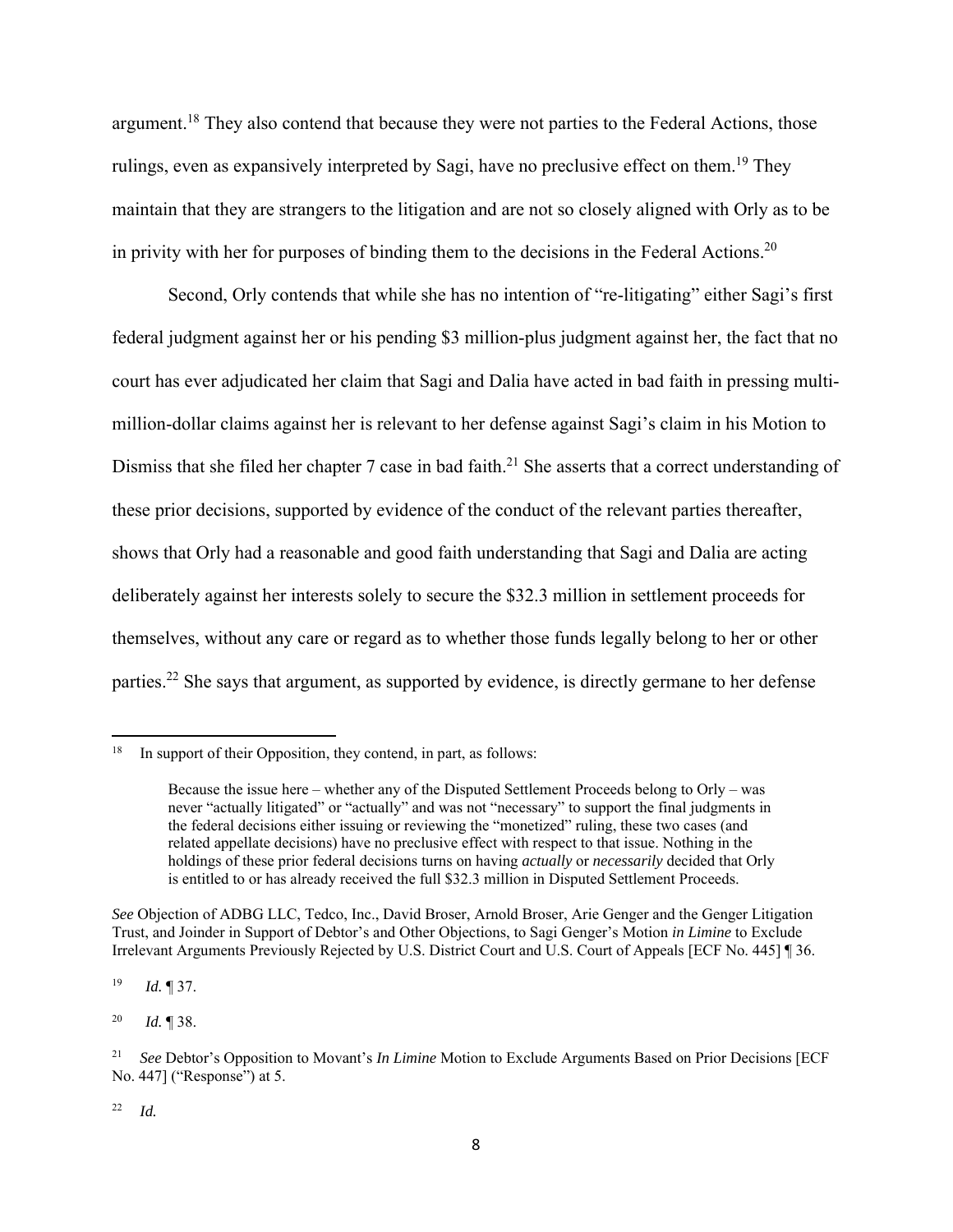argument.[18] They also contend that because they were not parties to the Federal Actions, those rulings, even as expansively interpreted by Sagi, have no preclusive effect on them.[19] They maintain that they are strangers to the litigation and are not so closely aligned with Orly as to be in privity with her for purposes of binding them to the decisions in the Federal Actions.[20]

Second, Orly contends that while she has no intention of "re-litigating" either Sagi's first federal judgment against her or his pending $3 million-plus judgment against her, the fact that no court has ever adjudicated her claim that Sagi and Dalia have acted in bad faith in pressing multi-million-dollar claims against her is relevant to her defense against Sagi's claim in his Motion to Dismiss that she filed her chapter 7 case in bad faith.[21] She asserts that a correct understanding of these prior decisions, supported by evidence of the conduct of the relevant parties thereafter, shows that Orly had a reasonable and good faith understanding that Sagi and Dalia are acting deliberately against her interests solely to secure the $32.3 million in settlement proceeds for themselves, without any care or regard as to whether those funds legally belong to her or other parties.[22] She says that argument, as supported by evidence, is directly germane to her defense

---

[18] In support of their Opposition, they contend, in part, as follows:

> Because the issue here – whether any of the Disputed Settlement Proceeds belong to Orly – was never "actually litigated" or "actually" and was not "necessary" to support the final judgments in the federal decisions either issuing or reviewing the "monetized" ruling, these two cases (and related appellate decisions) have no preclusive effect with respect to that issue. Nothing in the holdings of these prior federal decisions turns on having *actually* or *necessarily* decided that Orly is entitled to or has already received the full $32.3 million in Disputed Settlement Proceeds.

*See* Objection of ADBG LLC, Tedco, Inc., David Broser, Arnold Broser, Arie Genger and the Genger Litigation Trust, and Joinder in Support of Debtor's and Other Objections, to Sagi Genger's Motion *in Limine* to Exclude Irrelevant Arguments Previously Rejected by U.S. District Court and U.S. Court of Appeals [ECF No. 445] ¶ 36.

[19] *Id.* ¶ 37.

[20] *Id.* ¶ 38.

[21] *See* Debtor's Opposition to Movant's *In Limine* Motion to Exclude Arguments Based on Prior Decisions [ECF No. 447] ("Response") at 5.

[22] *Id.*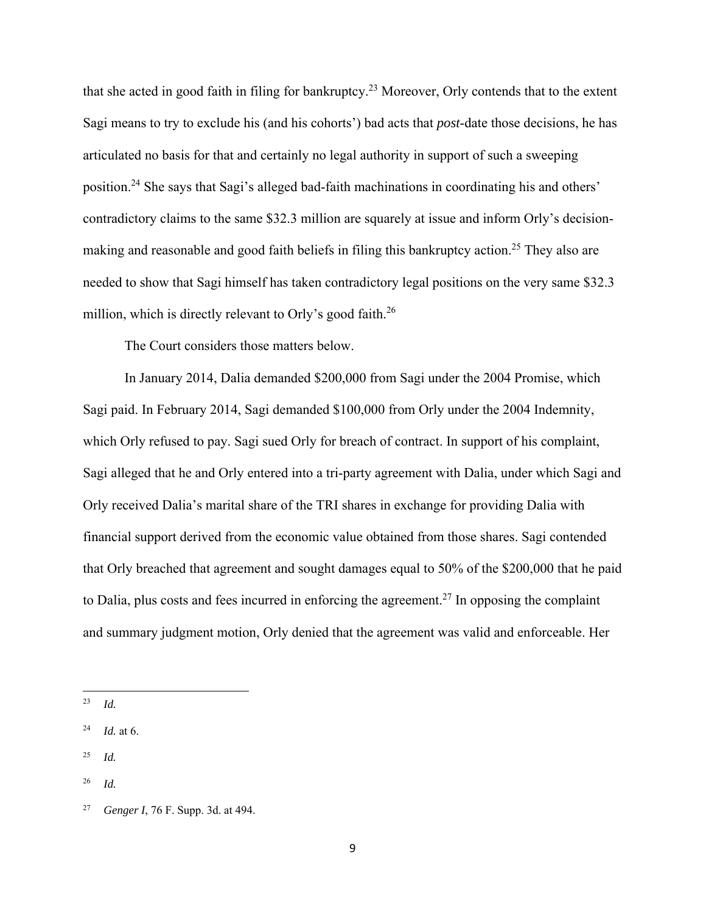that she acted in good faith in filing for bankruptcy.[23] Moreover, Orly contends that to the extent Sagi means to try to exclude his (and his cohorts') bad acts that *post*-date those decisions, he has articulated no basis for that and certainly no legal authority in support of such a sweeping position.[24] She says that Sagi's alleged bad-faith machinations in coordinating his and others' contradictory claims to the same $32.3 million are squarely at issue and inform Orly's decision-making and reasonable and good faith beliefs in filing this bankruptcy action.[25] They also are needed to show that Sagi himself has taken contradictory legal positions on the very same $32.3 million, which is directly relevant to Orly's good faith.[26]

The Court considers those matters below.

In January 2014, Dalia demanded $200,000 from Sagi under the 2004 Promise, which Sagi paid. In February 2014, Sagi demanded $100,000 from Orly under the 2004 Indemnity, which Orly refused to pay. Sagi sued Orly for breach of contract. In support of his complaint, Sagi alleged that he and Orly entered into a tri-party agreement with Dalia, under which Sagi and Orly received Dalia's marital share of the TRI shares in exchange for providing Dalia with financial support derived from the economic value obtained from those shares. Sagi contended that Orly breached that agreement and sought damages equal to 50% of the $200,000 that he paid to Dalia, plus costs and fees incurred in enforcing the agreement.[27] In opposing the complaint and summary judgment motion, Orly denied that the agreement was valid and enforceable. Her

---

[23] *Id.*

[24] *Id.* at 6.

[25] *Id.*

[26] *Id.*

[27] *Genger I*, 76 F. Supp. 3d. at 494.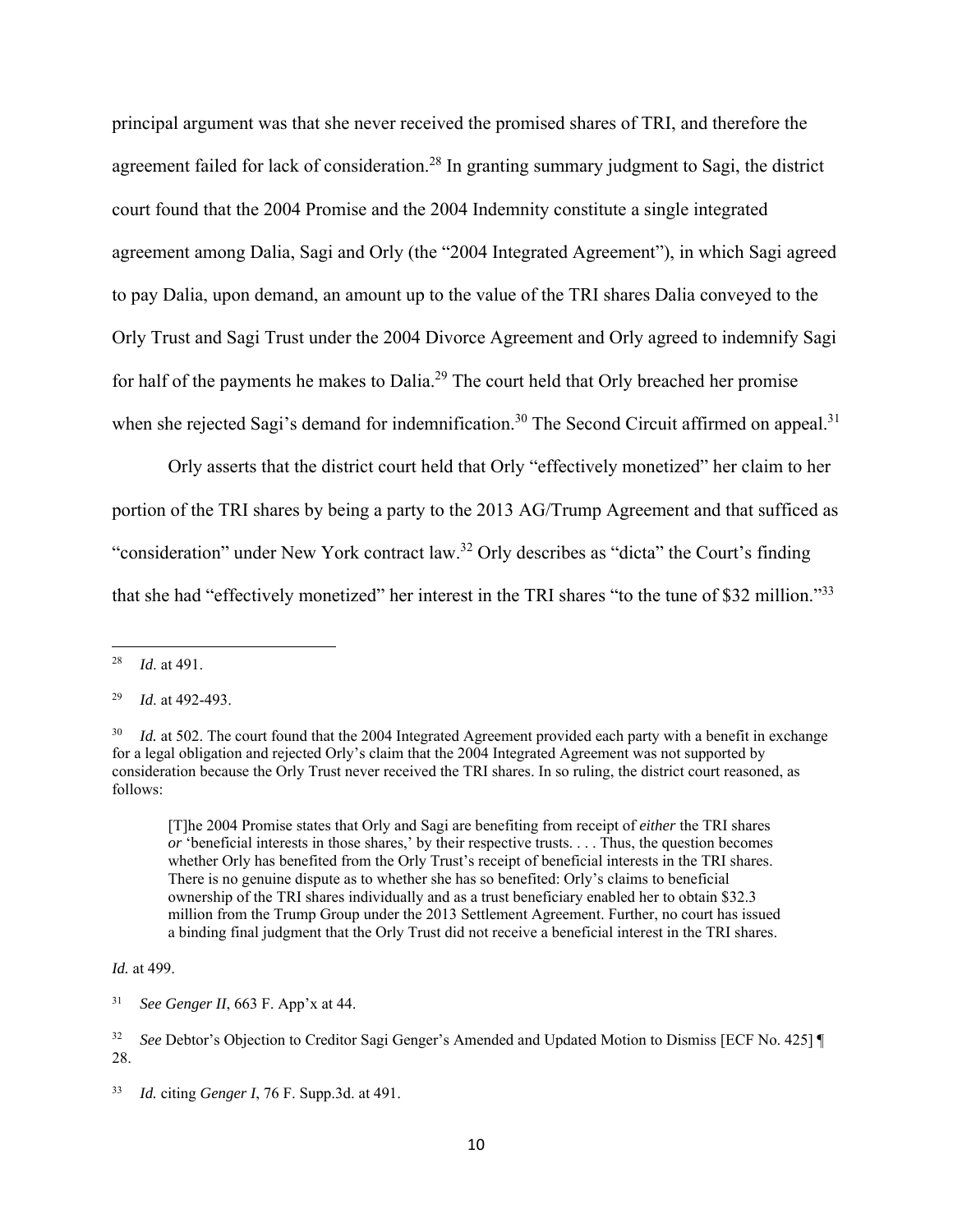principal argument was that she never received the promised shares of TRI, and therefore the agreement failed for lack of consideration.[28] In granting summary judgment to Sagi, the district court found that the 2004 Promise and the 2004 Indemnity constitute a single integrated agreement among Dalia, Sagi and Orly (the "2004 Integrated Agreement"), in which Sagi agreed to pay Dalia, upon demand, an amount up to the value of the TRI shares Dalia conveyed to the Orly Trust and Sagi Trust under the 2004 Divorce Agreement and Orly agreed to indemnify Sagi for half of the payments he makes to Dalia.[29] The court held that Orly breached her promise when she rejected Sagi's demand for indemnification.[30] The Second Circuit affirmed on appeal.[31]

Orly asserts that the district court held that Orly "effectively monetized" her claim to her portion of the TRI shares by being a party to the 2013 AG/Trump Agreement and that sufficed as "consideration" under New York contract law.[32] Orly describes as "dicta" the Court's finding that she had "effectively monetized" her interest in the TRI shares "to the tune of $32 million."[33]

---

[28] *Id.* at 491.

[29] *Id.* at 492-493.

[30] *Id.* at 502. The court found that the 2004 Integrated Agreement provided each party with a benefit in exchange for a legal obligation and rejected Orly's claim that the 2004 Integrated Agreement was not supported by consideration because the Orly Trust never received the TRI shares. In so ruling, the district court reasoned, as follows:

> [T]he 2004 Promise states that Orly and Sagi are benefiting from receipt of *either* the TRI shares *or* 'beneficial interests in those shares,' by their respective trusts. . . . Thus, the question becomes whether Orly has benefited from the Orly Trust's receipt of beneficial interests in the TRI shares. There is no genuine dispute as to whether she has so benefited: Orly's claims to beneficial ownership of the TRI shares individually and as a trust beneficiary enabled her to obtain $32.3 million from the Trump Group under the 2013 Settlement Agreement. Further, no court has issued a binding final judgment that the Orly Trust did not receive a beneficial interest in the TRI shares.

*Id.* at 499.

[31] *See Genger II*, 663 F. App'x at 44.

[32] *See* Debtor's Objection to Creditor Sagi Genger's Amended and Updated Motion to Dismiss [ECF No. 425] ¶ 28.

[33] *Id.* citing *Genger I*, 76 F. Supp.3d. at 491.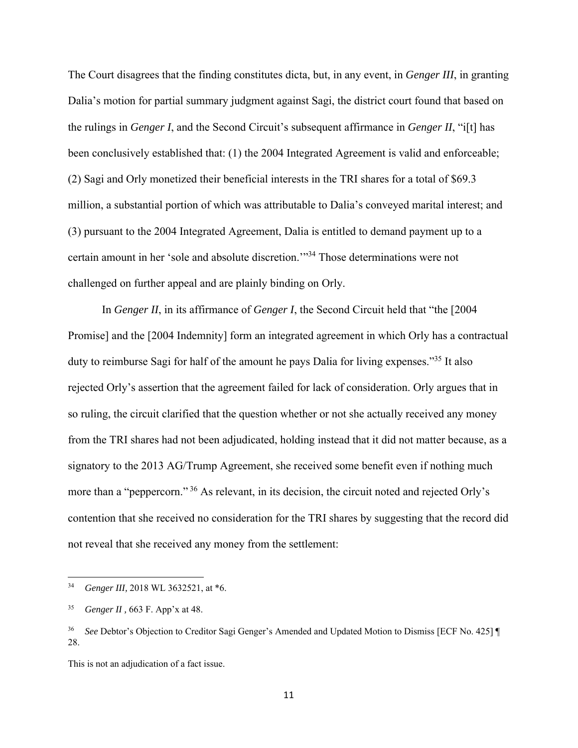The Court disagrees that the finding constitutes dicta, but, in any event, in *Genger III*, in granting Dalia's motion for partial summary judgment against Sagi, the district court found that based on the rulings in *Genger I*, and the Second Circuit's subsequent affirmance in *Genger II*, "i[t] has been conclusively established that: (1) the 2004 Integrated Agreement is valid and enforceable; (2) Sagi and Orly monetized their beneficial interests in the TRI shares for a total of $69.3 million, a substantial portion of which was attributable to Dalia's conveyed marital interest; and (3) pursuant to the 2004 Integrated Agreement, Dalia is entitled to demand payment up to a certain amount in her 'sole and absolute discretion.'"[34] Those determinations were not challenged on further appeal and are plainly binding on Orly.

In *Genger II*, in its affirmance of *Genger I*, the Second Circuit held that "the [2004 Promise] and the [2004 Indemnity] form an integrated agreement in which Orly has a contractual duty to reimburse Sagi for half of the amount he pays Dalia for living expenses."[35] It also rejected Orly's assertion that the agreement failed for lack of consideration. Orly argues that in so ruling, the circuit clarified that the question whether or not she actually received any money from the TRI shares had not been adjudicated, holding instead that it did not matter because, as a signatory to the 2013 AG/Trump Agreement, she received some benefit even if nothing much more than a "peppercorn."[36] As relevant, in its decision, the circuit noted and rejected Orly's contention that she received no consideration for the TRI shares by suggesting that the record did not reveal that she received any money from the settlement:

---

[34] *Genger III,* 2018 WL 3632521, at *6.

[35] *Genger II* , 663 F. App'x at 48.

[36] *See* Debtor's Objection to Creditor Sagi Genger's Amended and Updated Motion to Dismiss [ECF No. 425] ¶ 28.

This is not an adjudication of a fact issue.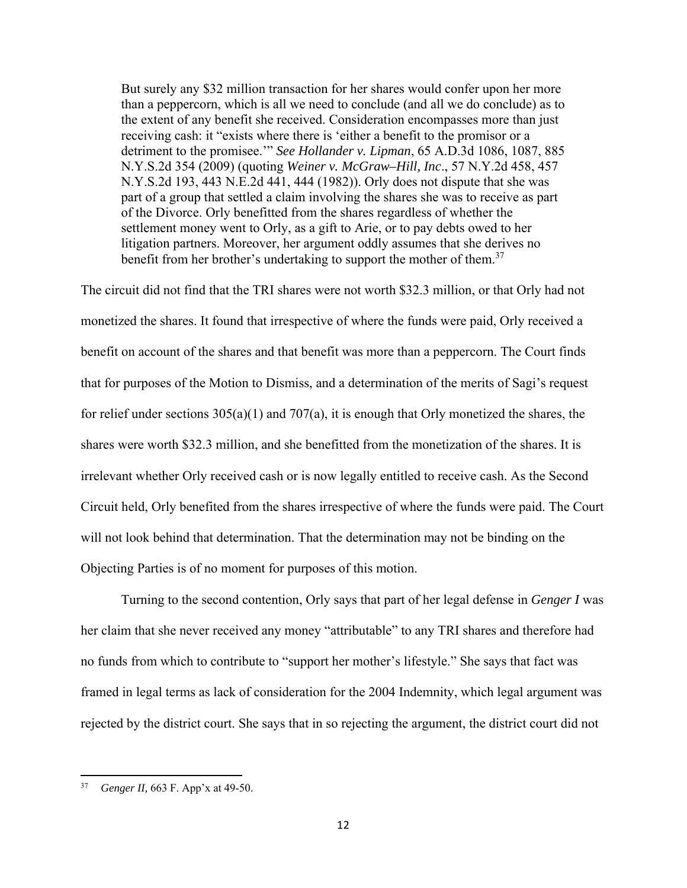> But surely any $32 million transaction for her shares would confer upon her more than a peppercorn, which is all we need to conclude (and all we do conclude) as to the extent of any benefit she received. Consideration encompasses more than just receiving cash: it "exists where there is 'either a benefit to the promisor or a detriment to the promisee.'" *See Hollander v. Lipman*, 65 A.D.3d 1086, 1087, 885 N.Y.S.2d 354 (2009) (quoting *Weiner v. McGraw–Hill, Inc*., 57 N.Y.2d 458, 457 N.Y.S.2d 193, 443 N.E.2d 441, 444 (1982)). Orly does not dispute that she was part of a group that settled a claim involving the shares she was to receive as part of the Divorce. Orly benefitted from the shares regardless of whether the settlement money went to Orly, as a gift to Arie, or to pay debts owed to her litigation partners. Moreover, her argument oddly assumes that she derives no benefit from her brother's undertaking to support the mother of them.[37]

The circuit did not find that the TRI shares were not worth $32.3 million, or that Orly had not monetized the shares. It found that irrespective of where the funds were paid, Orly received a benefit on account of the shares and that benefit was more than a peppercorn. The Court finds that for purposes of the Motion to Dismiss, and a determination of the merits of Sagi's request for relief under sections 305(a)(1) and 707(a), it is enough that Orly monetized the shares, the shares were worth $32.3 million, and she benefitted from the monetization of the shares. It is irrelevant whether Orly received cash or is now legally entitled to receive cash. As the Second Circuit held, Orly benefited from the shares irrespective of where the funds were paid. The Court will not look behind that determination. That the determination may not be binding on the Objecting Parties is of no moment for purposes of this motion.

Turning to the second contention, Orly says that part of her legal defense in *Genger I* was her claim that she never received any money "attributable" to any TRI shares and therefore had no funds from which to contribute to "support her mother's lifestyle." She says that fact was framed in legal terms as lack of consideration for the 2004 Indemnity, which legal argument was rejected by the district court. She says that in so rejecting the argument, the district court did not

---

[37] *Genger II,* 663 F. App'x at 49-50.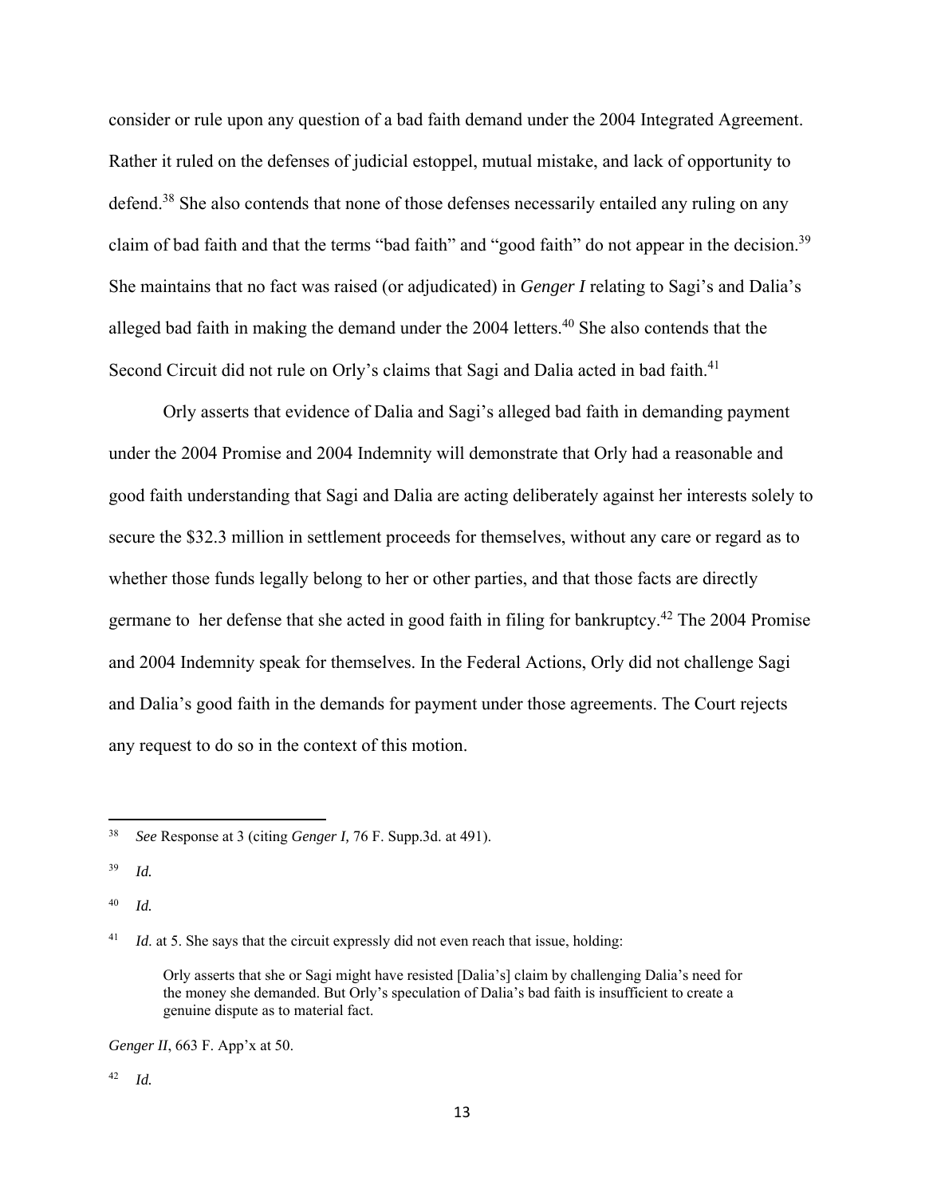consider or rule upon any question of a bad faith demand under the 2004 Integrated Agreement. Rather it ruled on the defenses of judicial estoppel, mutual mistake, and lack of opportunity to defend.[38] She also contends that none of those defenses necessarily entailed any ruling on any claim of bad faith and that the terms "bad faith" and "good faith" do not appear in the decision.[39] She maintains that no fact was raised (or adjudicated) in *Genger I* relating to Sagi's and Dalia's alleged bad faith in making the demand under the 2004 letters.[40] She also contends that the Second Circuit did not rule on Orly's claims that Sagi and Dalia acted in bad faith.[41]

Orly asserts that evidence of Dalia and Sagi's alleged bad faith in demanding payment under the 2004 Promise and 2004 Indemnity will demonstrate that Orly had a reasonable and good faith understanding that Sagi and Dalia are acting deliberately against her interests solely to secure the $32.3 million in settlement proceeds for themselves, without any care or regard as to whether those funds legally belong to her or other parties, and that those facts are directly germane to her defense that she acted in good faith in filing for bankruptcy.[42] The 2004 Promise and 2004 Indemnity speak for themselves. In the Federal Actions, Orly did not challenge Sagi and Dalia's good faith in the demands for payment under those agreements. The Court rejects any request to do so in the context of this motion.

---

[38] *See* Response at 3 (citing *Genger I,* 76 F. Supp.3d. at 491).

[39] *Id.*

[40] *Id.*

[41] *Id.* at 5. She says that the circuit expressly did not even reach that issue, holding:

> Orly asserts that she or Sagi might have resisted [Dalia's] claim by challenging Dalia's need for the money she demanded. But Orly's speculation of Dalia's bad faith is insufficient to create a genuine dispute as to material fact.

*Genger II*, 663 F. App'x at 50.

[42] *Id.*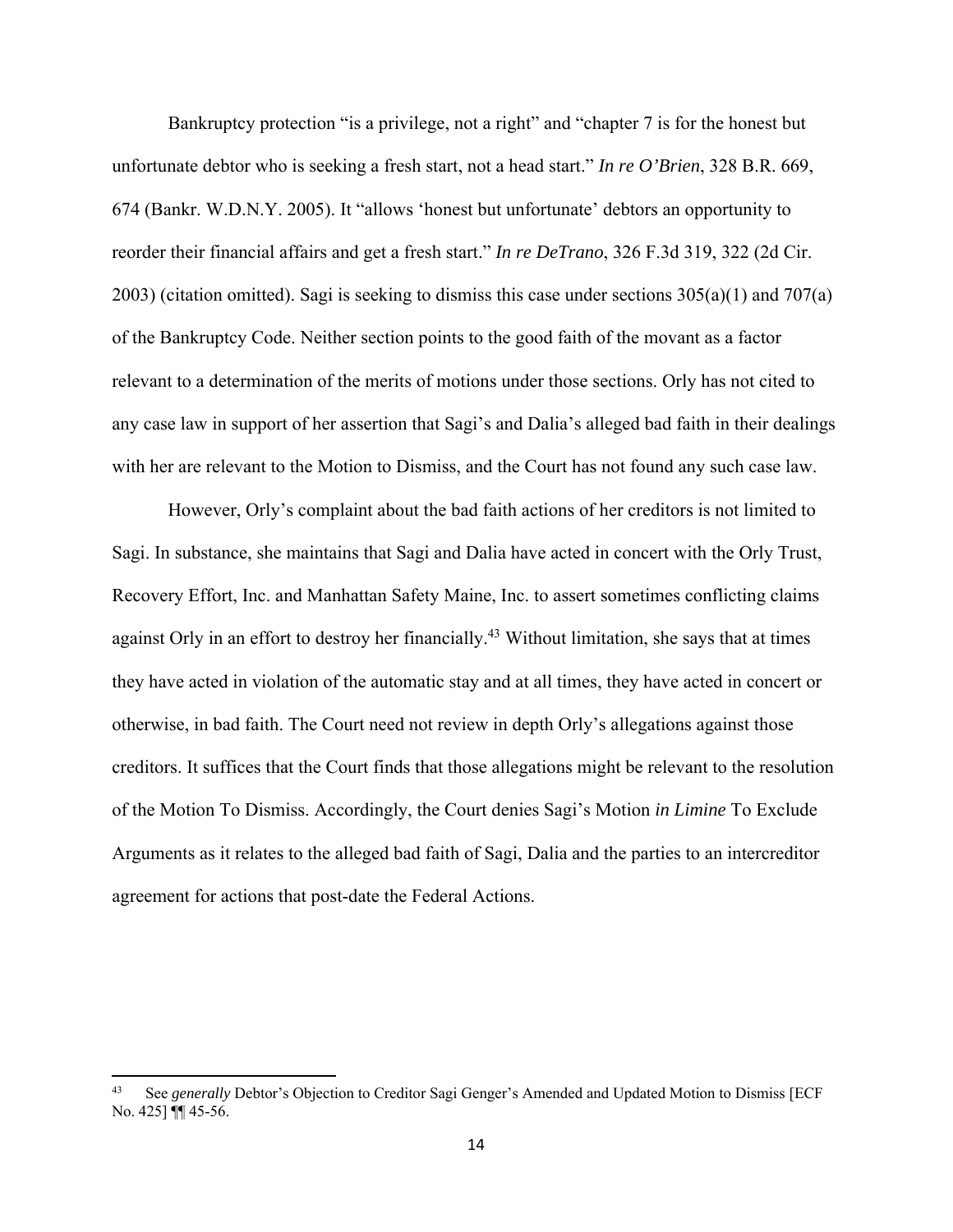Bankruptcy protection "is a privilege, not a right" and "chapter 7 is for the honest but unfortunate debtor who is seeking a fresh start, not a head start." *In re O'Brien*, 328 B.R. 669, 674 (Bankr. W.D.N.Y. 2005). It "allows 'honest but unfortunate' debtors an opportunity to reorder their financial affairs and get a fresh start." *In re DeTrano*, 326 F.3d 319, 322 (2d Cir. 2003) (citation omitted). Sagi is seeking to dismiss this case under sections 305(a)(1) and 707(a) of the Bankruptcy Code. Neither section points to the good faith of the movant as a factor relevant to a determination of the merits of motions under those sections. Orly has not cited to any case law in support of her assertion that Sagi's and Dalia's alleged bad faith in their dealings with her are relevant to the Motion to Dismiss, and the Court has not found any such case law.

However, Orly's complaint about the bad faith actions of her creditors is not limited to Sagi. In substance, she maintains that Sagi and Dalia have acted in concert with the Orly Trust, Recovery Effort, Inc. and Manhattan Safety Maine, Inc. to assert sometimes conflicting claims against Orly in an effort to destroy her financially.[43] Without limitation, she says that at times they have acted in violation of the automatic stay and at all times, they have acted in concert or otherwise, in bad faith. The Court need not review in depth Orly's allegations against those creditors. It suffices that the Court finds that those allegations might be relevant to the resolution of the Motion To Dismiss. Accordingly, the Court denies Sagi's Motion *in Limine* To Exclude Arguments as it relates to the alleged bad faith of Sagi, Dalia and the parties to an intercreditor agreement for actions that post-date the Federal Actions.

---

[43] See *generally* Debtor's Objection to Creditor Sagi Genger's Amended and Updated Motion to Dismiss [ECF No. 425] ¶¶ 45-56.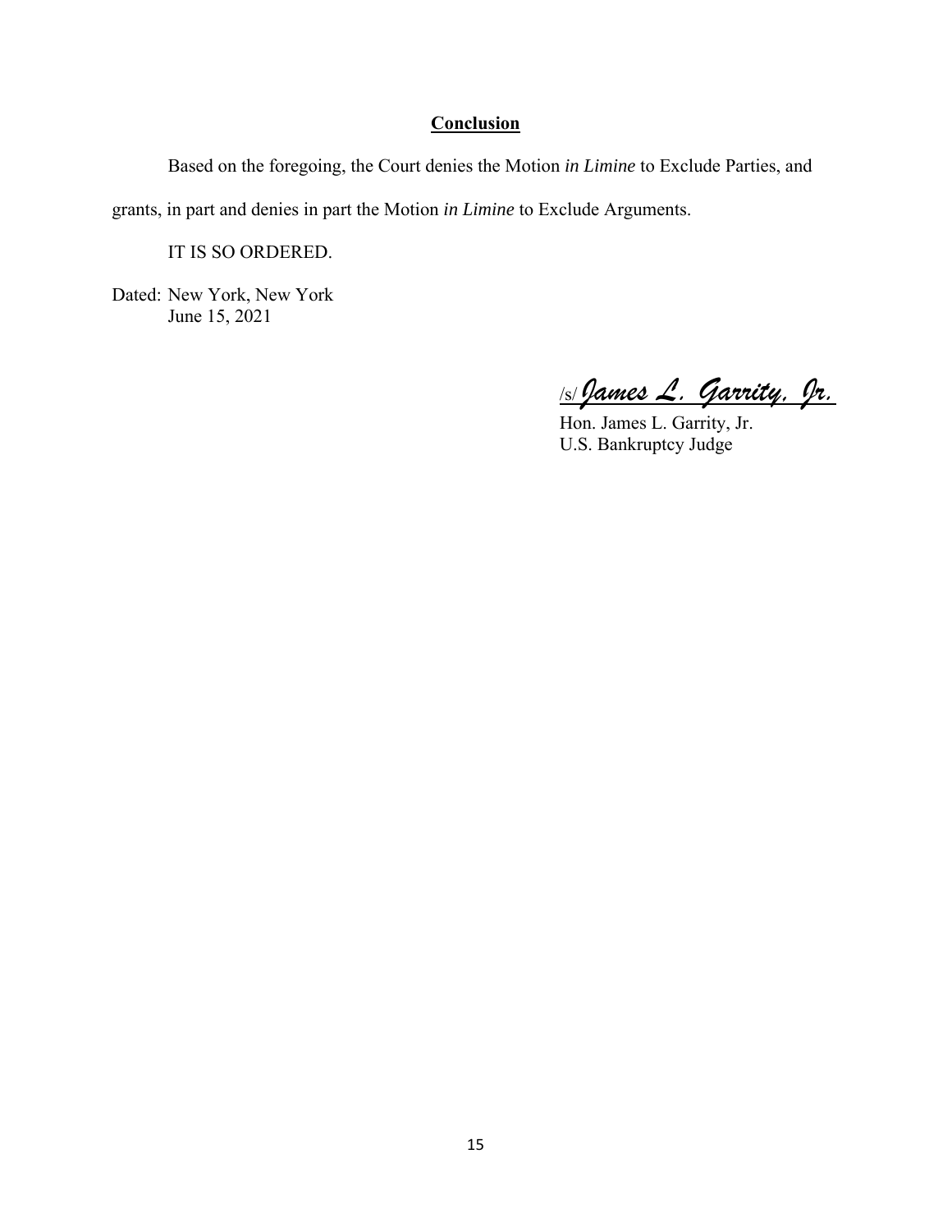## Conclusion

Based on the foregoing, the Court denies the Motion *in Limine* to Exclude Parties, and grants, in part and denies in part the Motion *in Limine* to Exclude Arguments.

IT IS SO ORDERED.

Dated: New York, New York
June 15, 2021

/s/ *James L. Garrity, Jr.*
Hon. James L. Garrity, Jr.
U.S. Bankruptcy Judge